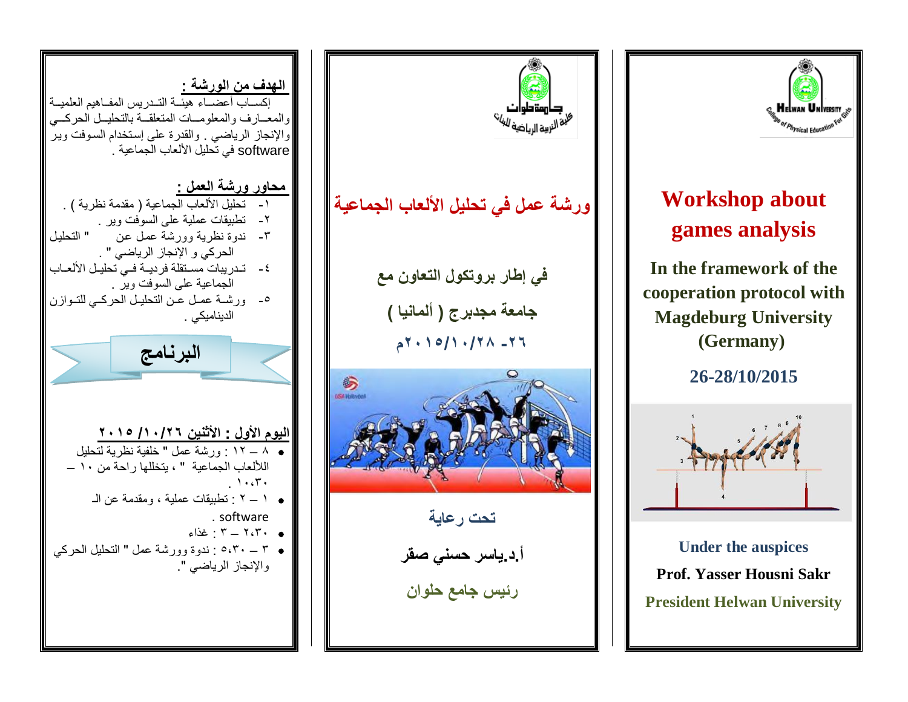## الهدف من الورشة :

إكساب أعضاء هيئة التدريس المفاهيم العلمية والمعارف والمعلومات المتعلقة بالتحليل الحركي والإنجاز الرياضي . والقدرة على إستخدام السوفت وير software في تحليل الألعاب الجماعية .

## محاور ورشة العمل :

١- تحليل الألعاب الجماعية ( مقدمة نظرية ) .
٢- تطبيقات عملية على السوفت وير .
٣- ندوة نظرية وورشة عمل عن " التحليل الحركي و الإنجاز الرياضي " .
٤- تدريبات مستقلة فردية في تحليل الألعاب الجماعية على السوفت وير .
٥- ورشة عمل عن التحليل الحركي للتوازن الديناميكي .

## البرنامج

### اليوم الأول : الأثنين ٢٠١٥/١٠/٢٦

- ٨ – ١٢ : ورشة عمل " خلفية نظرية لتحليل اللألعاب الجماعية " ، يتخللها راحة من ١٠ – ١٠،٣٠ .
- ١ – ٢ : تطبيقات عملية ، ومقدمة عن الـ software .
- ٢،٣٠ – ٣ : غذاء
- ٣ – ٥،٣٠ : ندوة وورشة عمل " التحليل الحركي والإنجاز الرياضي ".

جامعة حلوان
كلية التربية الرياضية للبنات

# ورشة عمل في تحليل الألعاب الجماعية

**في إطار بروتوكول التعاون مع**

**جامعة مجدبرج ( ألمانيا )**

**٢٦- ٢٠١٥/١٠/٢٨م**

**تحت رعاية**

**أ.د.ياسر حسني صقر**

**رئيس جامع حلوان**

Helwan University
College of Physical Education For Girls

# Workshop about games analysis

**In the framework of the cooperation protocol with Magdeburg University (Germany)**

**26-28/10/2015**

**Under the auspices**

**Prof. Yasser Housni Sakr**

**President Helwan University**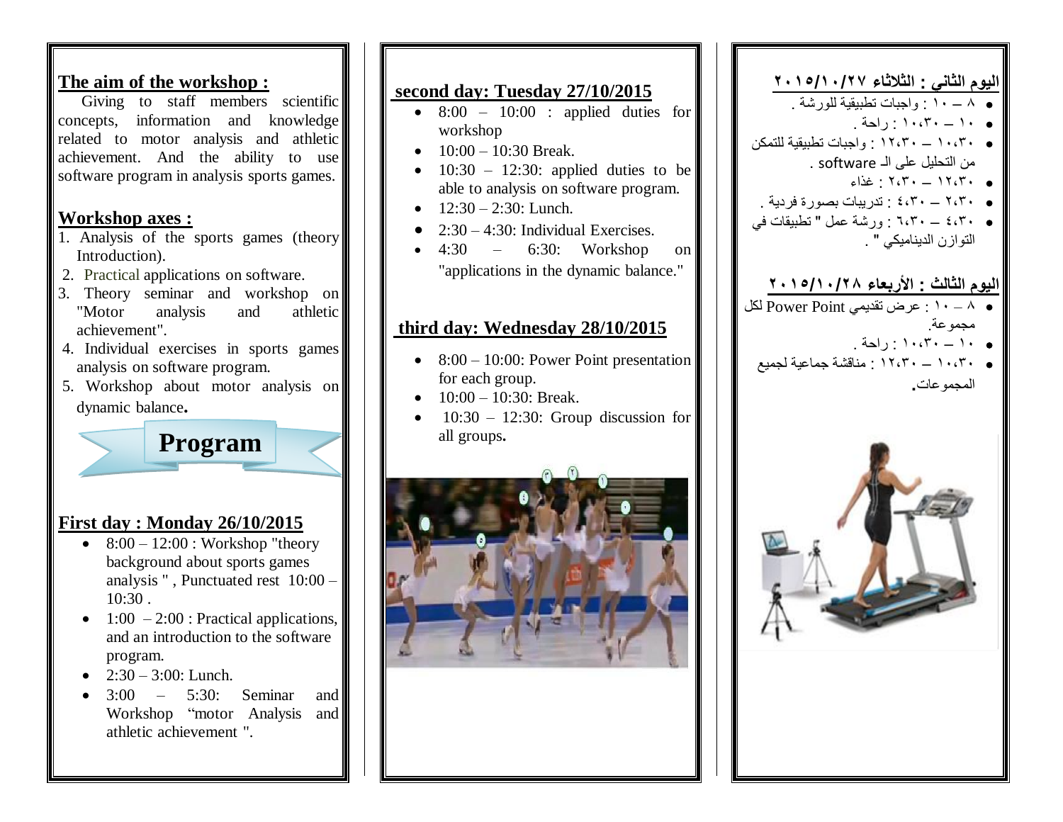## The aim of the workshop :

Giving to staff members scientific concepts, information and knowledge related to motor analysis and athletic achievement. And the ability to use software program in analysis sports games.

## Workshop axes :

1. Analysis of the sports games (theory Introduction).
2. Practical applications on software.
3. Theory seminar and workshop on "Motor analysis and athletic achievement".
4. Individual exercises in sports games analysis on software program.
5. Workshop about motor analysis on dynamic balance.

# Program

## First day : Monday 26/10/2015

- 8:00 – 12:00 : Workshop "theory background about sports games analysis " , Punctuated rest 10:00 – 10:30 .
- 1:00 – 2:00 : Practical applications, and an introduction to the software program.
- 2:30 – 3:00: Lunch.
- 3:00 – 5:30: Seminar and Workshop "motor Analysis and athletic achievement ".

## second day: Tuesday 27/10/2015

- 8:00 – 10:00 : applied duties for workshop
- 10:00 – 10:30 Break.
- 10:30 – 12:30: applied duties to be able to analysis on software program.
- 12:30 – 2:30: Lunch.
- 2:30 – 4:30: Individual Exercises.
- 4:30 – 6:30: Workshop on "applications in the dynamic balance."

## third day: Wednesday 28/10/2015

- 8:00 – 10:00: Power Point presentation for each group.
- 10:00 – 10:30: Break.
- 10:30 – 12:30: Group discussion for all groups.

## اليوم الثاني : الثلاثاء ٢٠١٥/١٠/٢٧

- ٨ – ١٠ : واجبات تطبيقية للورشة .
- ١٠ – ١٠،٣٠ : راحة .
- ١٠،٣٠ – ١٢،٣٠ : واجبات تطبيقية للتمكن من التحليل على الـ software .
- ١٢،٣٠ – ٢،٣٠ : غذاء
- ٢،٣٠ – ٤،٣٠ : تدريبات بصورة فردية .
- ٤،٣٠ – ٦،٣٠ : ورشة عمل " تطبيقات في التوازن الديناميكي " .

## اليوم الثالث : الأربعاء ٢٠١٥/١٠/٢٨

- ٨ – ١٠ : عرض تقديمي Power Point لكل مجموعة.
- ١٠ – ١٠،٣٠ : راحة .
- ١٠،٣٠ – ١٢،٣٠ : مناقشة جماعية لجميع المجموعات.